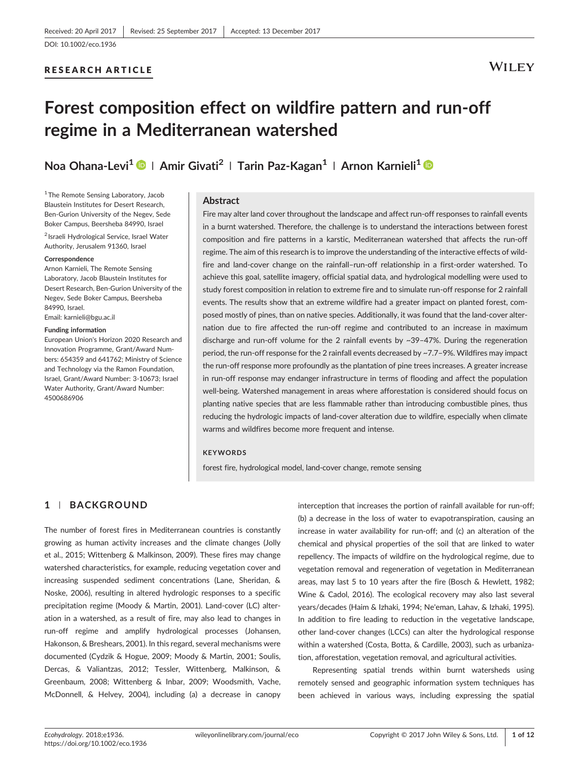Received: 20 April 2017 | Revised: 25 September 2017 | Accepted: 13 December 2017

DOI: 10.1002/eco.1936

RESEARCH ARTICLE

# Forest composition effect on wildfire pattern and run-off regime in a Mediterranean watershed

**Noa Ohana-Levi[1] | Amir Givati[2] | Tarin Paz-Kagan[1] | Arnon Karnieli[1]**

[1] The Remote Sensing Laboratory, Jacob Blaustein Institutes for Desert Research, Ben-Gurion University of the Negev, Sede Boker Campus, Beersheba 84990, Israel

[2] Israeli Hydrological Service, Israel Water Authority, Jerusalem 91360, Israel

**Correspondence**
Arnon Karnieli, The Remote Sensing Laboratory, Jacob Blaustein Institutes for Desert Research, Ben-Gurion University of the Negev, Sede Boker Campus, Beersheba 84990, Israel.
Email: karnieli@bgu.ac.il

**Funding information**
European Union's Horizon 2020 Research and Innovation Programme, Grant/Award Numbers: 654359 and 641762; Ministry of Science and Technology via the Ramon Foundation, Israel, Grant/Award Number: 3-10673; Israel Water Authority, Grant/Award Number: 4500686906

## Abstract

Fire may alter land cover throughout the landscape and affect run-off responses to rainfall events in a burnt watershed. Therefore, the challenge is to understand the interactions between forest composition and fire patterns in a karstic, Mediterranean watershed that affects the run-off regime. The aim of this research is to improve the understanding of the interactive effects of wildfire and land-cover change on the rainfall–run-off relationship in a first-order watershed. To achieve this goal, satellite imagery, official spatial data, and hydrological modelling were used to study forest composition in relation to extreme fire and to simulate run-off response for 2 rainfall events. The results show that an extreme wildfire had a greater impact on planted forest, composed mostly of pines, than on native species. Additionally, it was found that the land-cover alternation due to fire affected the run-off regime and contributed to an increase in maximum discharge and run-off volume for the 2 rainfall events by ~39–47%. During the regeneration period, the run-off response for the 2 rainfall events decreased by ~7.7–9%. Wildfires may impact the run-off response more profoundly as the plantation of pine trees increases. A greater increase in run-off response may endanger infrastructure in terms of flooding and affect the population well-being. Watershed management in areas where afforestation is considered should focus on planting native species that are less flammable rather than introducing combustible pines, thus reducing the hydrologic impacts of land-cover alteration due to wildfire, especially when climate warms and wildfires become more frequent and intense.

**KEYWORDS**

forest fire, hydrological model, land-cover change, remote sensing

## 1 | BACKGROUND

The number of forest fires in Mediterranean countries is constantly growing as human activity increases and the climate changes (Jolly et al., 2015; Wittenberg & Malkinson, 2009). These fires may change watershed characteristics, for example, reducing vegetation cover and increasing suspended sediment concentrations (Lane, Sheridan, & Noske, 2006), resulting in altered hydrologic responses to a specific precipitation regime (Moody & Martin, 2001). Land-cover (LC) alteration in a watershed, as a result of fire, may also lead to changes in run-off regime and amplify hydrological processes (Johansen, Hakonson, & Breshears, 2001). In this regard, several mechanisms were documented (Cydzik & Hogue, 2009; Moody & Martin, 2001; Soulis, Dercas, & Valiantzas, 2012; Tessler, Wittenberg, Malkinson, & Greenbaum, 2008; Wittenberg & Inbar, 2009; Woodsmith, Vache, McDonnell, & Helvey, 2004), including (a) a decrease in canopy interception that increases the portion of rainfall available for run-off; (b) a decrease in the loss of water to evapotranspiration, causing an increase in water availability for run-off; and (c) an alteration of the chemical and physical properties of the soil that are linked to water repellency. The impacts of wildfire on the hydrological regime, due to vegetation removal and regeneration of vegetation in Mediterranean areas, may last 5 to 10 years after the fire (Bosch & Hewlett, 1982; Wine & Cadol, 2016). The ecological recovery may also last several years/decades (Haim & Izhaki, 1994; Ne'eman, Lahav, & Izhaki, 1995). In addition to fire leading to reduction in the vegetative landscape, other land-cover changes (LCCs) can alter the hydrological response within a watershed (Costa, Botta, & Cardille, 2003), such as urbanization, afforestation, vegetation removal, and agricultural activities.

Representing spatial trends within burnt watersheds using remotely sensed and geographic information system techniques has been achieved in various ways, including expressing the spatial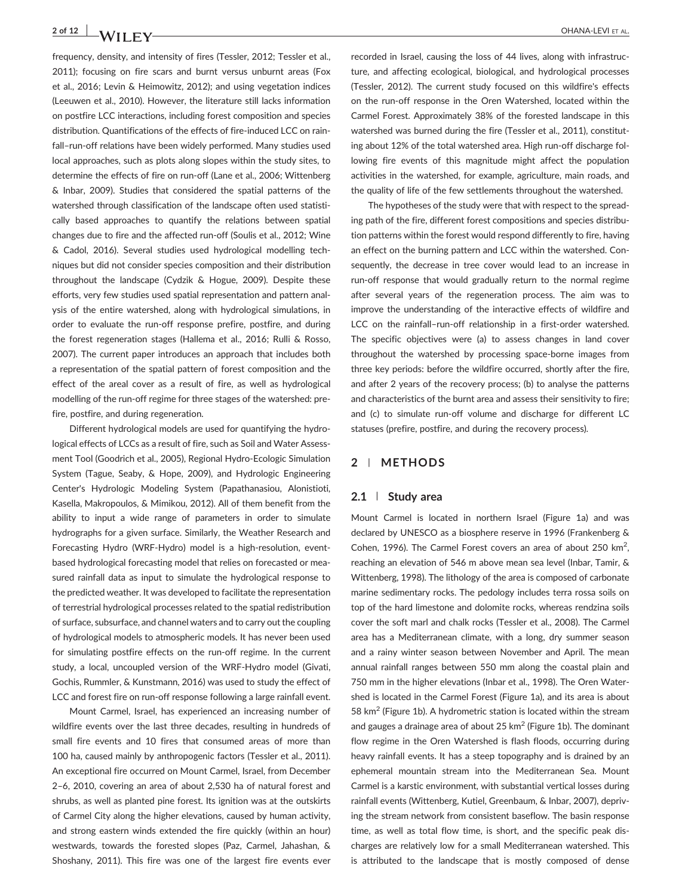frequency, density, and intensity of fires (Tessler, 2012; Tessler et al., 2011); focusing on fire scars and burnt versus unburnt areas (Fox et al., 2016; Levin & Heimowitz, 2012); and using vegetation indices (Leeuwen et al., 2010). However, the literature still lacks information on postfire LCC interactions, including forest composition and species distribution. Quantifications of the effects of fire-induced LCC on rainfall–run-off relations have been widely performed. Many studies used local approaches, such as plots along slopes within the study sites, to determine the effects of fire on run-off (Lane et al., 2006; Wittenberg & Inbar, 2009). Studies that considered the spatial patterns of the watershed through classification of the landscape often used statistically based approaches to quantify the relations between spatial changes due to fire and the affected run-off (Soulis et al., 2012; Wine & Cadol, 2016). Several studies used hydrological modelling techniques but did not consider species composition and their distribution throughout the landscape (Cydzik & Hogue, 2009). Despite these efforts, very few studies used spatial representation and pattern analysis of the entire watershed, along with hydrological simulations, in order to evaluate the run-off response prefire, postfire, and during the forest regeneration stages (Hallema et al., 2016; Rulli & Rosso, 2007). The current paper introduces an approach that includes both a representation of the spatial pattern of forest composition and the effect of the areal cover as a result of fire, as well as hydrological modelling of the run-off regime for three stages of the watershed: prefire, postfire, and during regeneration.

Different hydrological models are used for quantifying the hydrological effects of LCCs as a result of fire, such as Soil and Water Assessment Tool (Goodrich et al., 2005), Regional Hydro-Ecologic Simulation System (Tague, Seaby, & Hope, 2009), and Hydrologic Engineering Center's Hydrologic Modeling System (Papathanasiou, Alonistioti, Kasella, Makropoulos, & Mimikou, 2012). All of them benefit from the ability to input a wide range of parameters in order to simulate hydrographs for a given surface. Similarly, the Weather Research and Forecasting Hydro (WRF-Hydro) model is a high-resolution, event-based hydrological forecasting model that relies on forecasted or measured rainfall data as input to simulate the hydrological response to the predicted weather. It was developed to facilitate the representation of terrestrial hydrological processes related to the spatial redistribution of surface, subsurface, and channel waters and to carry out the coupling of hydrological models to atmospheric models. It has never been used for simulating postfire effects on the run-off regime. In the current study, a local, uncoupled version of the WRF-Hydro model (Givati, Gochis, Rummler, & Kunstmann, 2016) was used to study the effect of LCC and forest fire on run-off response following a large rainfall event.

Mount Carmel, Israel, has experienced an increasing number of wildfire events over the last three decades, resulting in hundreds of small fire events and 10 fires that consumed areas of more than 100 ha, caused mainly by anthropogenic factors (Tessler et al., 2011). An exceptional fire occurred on Mount Carmel, Israel, from December 2–6, 2010, covering an area of about 2,530 ha of natural forest and shrubs, as well as planted pine forest. Its ignition was at the outskirts of Carmel City along the higher elevations, caused by human activity, and strong eastern winds extended the fire quickly (within an hour) westwards, towards the forested slopes (Paz, Carmel, Jahashan, & Shoshany, 2011). This fire was one of the largest fire events ever recorded in Israel, causing the loss of 44 lives, along with infrastructure, and affecting ecological, biological, and hydrological processes (Tessler, 2012). The current study focused on this wildfire's effects on the run-off response in the Oren Watershed, located within the Carmel Forest. Approximately 38% of the forested landscape in this watershed was burned during the fire (Tessler et al., 2011), constituting about 12% of the total watershed area. High run-off discharge following fire events of this magnitude might affect the population activities in the watershed, for example, agriculture, main roads, and the quality of life of the few settlements throughout the watershed.

The hypotheses of the study were that with respect to the spreading path of the fire, different forest compositions and species distribution patterns within the forest would respond differently to fire, having an effect on the burning pattern and LCC within the watershed. Consequently, the decrease in tree cover would lead to an increase in run-off response that would gradually return to the normal regime after several years of the regeneration process. The aim was to improve the understanding of the interactive effects of wildfire and LCC on the rainfall–run-off relationship in a first-order watershed. The specific objectives were (a) to assess changes in land cover throughout the watershed by processing space-borne images from three key periods: before the wildfire occurred, shortly after the fire, and after 2 years of the recovery process; (b) to analyse the patterns and characteristics of the burnt area and assess their sensitivity to fire; and (c) to simulate run-off volume and discharge for different LC statuses (prefire, postfire, and during the recovery process).

## 2 | METHODS

### 2.1 | Study area

Mount Carmel is located in northern Israel (Figure 1a) and was declared by UNESCO as a biosphere reserve in 1996 (Frankenberg & Cohen, 1996). The Carmel Forest covers an area of about 250 km$^2$, reaching an elevation of 546 m above mean sea level (Inbar, Tamir, & Wittenberg, 1998). The lithology of the area is composed of carbonate marine sedimentary rocks. The pedology includes terra rossa soils on top of the hard limestone and dolomite rocks, whereas rendzina soils cover the soft marl and chalk rocks (Tessler et al., 2008). The Carmel area has a Mediterranean climate, with a long, dry summer season and a rainy winter season between November and April. The mean annual rainfall ranges between 550 mm along the coastal plain and 750 mm in the higher elevations (Inbar et al., 1998). The Oren Watershed is located in the Carmel Forest (Figure 1a), and its area is about 58 km$^2$ (Figure 1b). A hydrometric station is located within the stream and gauges a drainage area of about 25 km$^2$ (Figure 1b). The dominant flow regime in the Oren Watershed is flash floods, occurring during heavy rainfall events. It has a steep topography and is drained by an ephemeral mountain stream into the Mediterranean Sea. Mount Carmel is a karstic environment, with substantial vertical losses during rainfall events (Wittenberg, Kutiel, Greenbaum, & Inbar, 2007), depriving the stream network from consistent baseflow. The basin response time, as well as total flow time, is short, and the specific peak discharges are relatively low for a small Mediterranean watershed. This is attributed to the landscape that is mostly composed of dense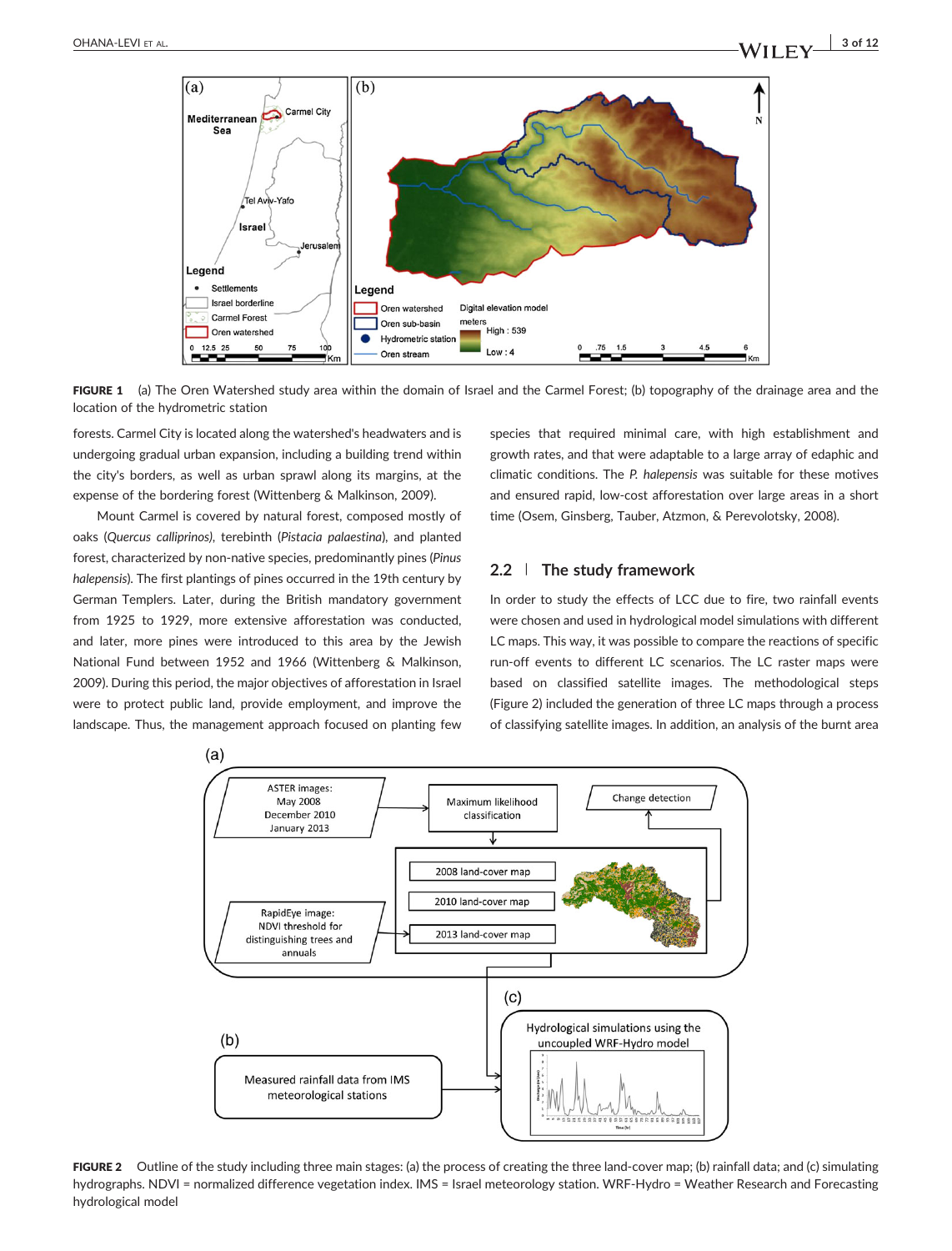FIGURE 1 (a) The Oren Watershed study area within the domain of Israel and the Carmel Forest; (b) topography of the drainage area and the location of the hydrometric station

forests. Carmel City is located along the watershed's headwaters and is undergoing gradual urban expansion, including a building trend within the city's borders, as well as urban sprawl along its margins, at the expense of the bordering forest (Wittenberg & Malkinson, 2009).

Mount Carmel is covered by natural forest, composed mostly of oaks (*Quercus calliprinos*), terebinth (*Pistacia palaestina*), and planted forest, characterized by non-native species, predominantly pines (*Pinus halepensis*). The first plantings of pines occurred in the 19th century by German Templers. Later, during the British mandatory government from 1925 to 1929, more extensive afforestation was conducted, and later, more pines were introduced to this area by the Jewish National Fund between 1952 and 1966 (Wittenberg & Malkinson, 2009). During this period, the major objectives of afforestation in Israel were to protect public land, provide employment, and improve the landscape. Thus, the management approach focused on planting few species that required minimal care, with high establishment and growth rates, and that were adaptable to a large array of edaphic and climatic conditions. The *P. halepensis* was suitable for these motives and ensured rapid, low-cost afforestation over large areas in a short time (Osem, Ginsberg, Tauber, Atzmon, & Perevolotsky, 2008).

## 2.2 | The study framework

In order to study the effects of LCC due to fire, two rainfall events were chosen and used in hydrological model simulations with different LC maps. This way, it was possible to compare the reactions of specific run-off events to different LC scenarios. The LC raster maps were based on classified satellite images. The methodological steps (Figure 2) included the generation of three LC maps through a process of classifying satellite images. In addition, an analysis of the burnt area

FIGURE 2 Outline of the study including three main stages: (a) the process of creating the three land-cover map; (b) rainfall data; and (c) simulating hydrographs. NDVI = normalized difference vegetation index. IMS = Israel meteorology station. WRF-Hydro = Weather Research and Forecasting hydrological model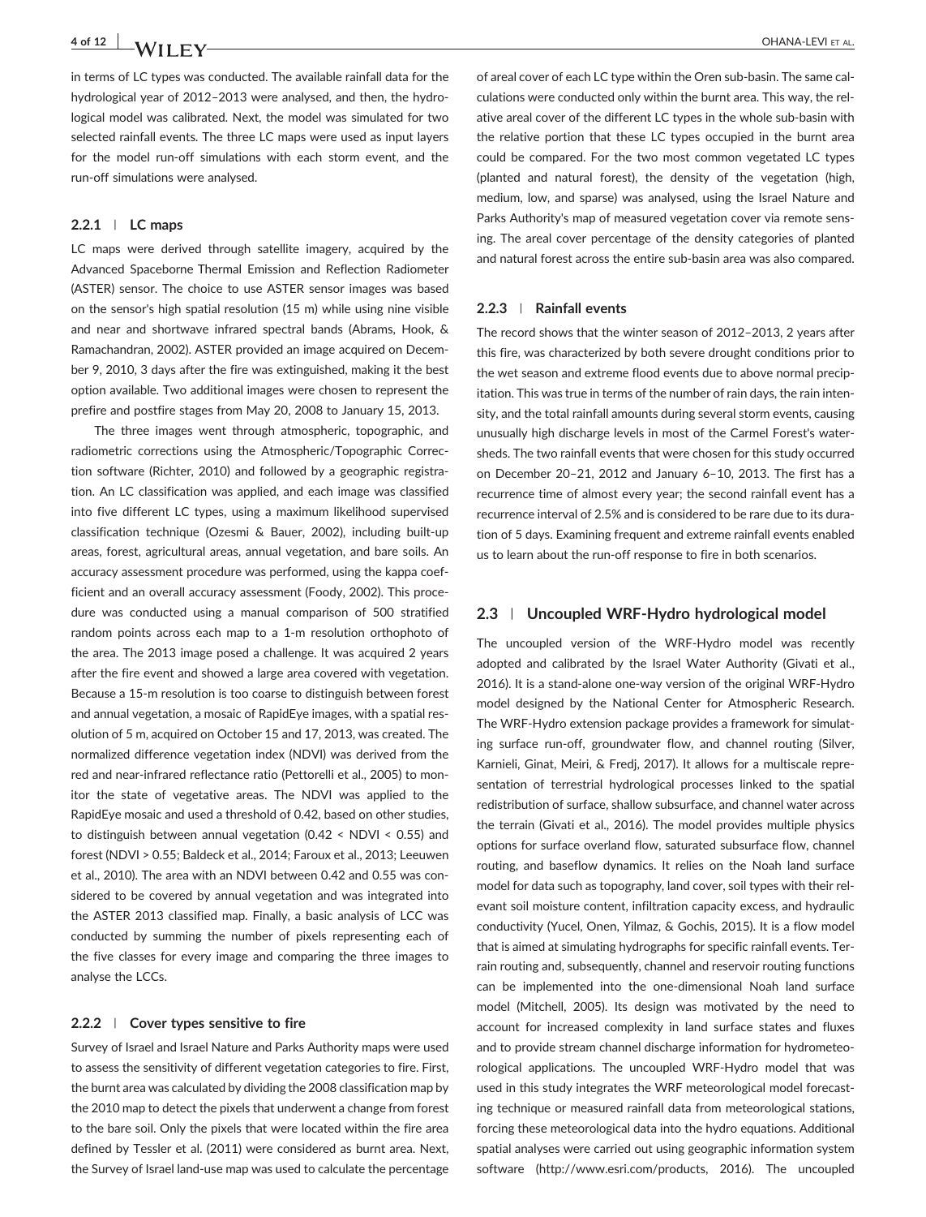in terms of LC types was conducted. The available rainfall data for the hydrological year of 2012–2013 were analysed, and then, the hydrological model was calibrated. Next, the model was simulated for two selected rainfall events. The three LC maps were used as input layers for the model run-off simulations with each storm event, and the run-off simulations were analysed.

#### 2.2.1 | LC maps

LC maps were derived through satellite imagery, acquired by the Advanced Spaceborne Thermal Emission and Reflection Radiometer (ASTER) sensor. The choice to use ASTER sensor images was based on the sensor's high spatial resolution (15 m) while using nine visible and near and shortwave infrared spectral bands (Abrams, Hook, & Ramachandran, 2002). ASTER provided an image acquired on December 9, 2010, 3 days after the fire was extinguished, making it the best option available. Two additional images were chosen to represent the prefire and postfire stages from May 20, 2008 to January 15, 2013.

The three images went through atmospheric, topographic, and radiometric corrections using the Atmospheric/Topographic Correction software (Richter, 2010) and followed by a geographic registration. An LC classification was applied, and each image was classified into five different LC types, using a maximum likelihood supervised classification technique (Ozesmi & Bauer, 2002), including built-up areas, forest, agricultural areas, annual vegetation, and bare soils. An accuracy assessment procedure was performed, using the kappa coefficient and an overall accuracy assessment (Foody, 2002). This procedure was conducted using a manual comparison of 500 stratified random points across each map to a 1-m resolution orthophoto of the area. The 2013 image posed a challenge. It was acquired 2 years after the fire event and showed a large area covered with vegetation. Because a 15-m resolution is too coarse to distinguish between forest and annual vegetation, a mosaic of RapidEye images, with a spatial resolution of 5 m, acquired on October 15 and 17, 2013, was created. The normalized difference vegetation index (NDVI) was derived from the red and near-infrared reflectance ratio (Pettorelli et al., 2005) to monitor the state of vegetative areas. The NDVI was applied to the RapidEye mosaic and used a threshold of 0.42, based on other studies, to distinguish between annual vegetation ($0.42 < \text{NDVI} < 0.55$) and forest ($\text{NDVI} > 0.55$; Baldeck et al., 2014; Faroux et al., 2013; Leeuwen et al., 2010). The area with an NDVI between 0.42 and 0.55 was considered to be covered by annual vegetation and was integrated into the ASTER 2013 classified map. Finally, a basic analysis of LCC was conducted by summing the number of pixels representing each of the five classes for every image and comparing the three images to analyse the LCCs.

#### 2.2.2 | Cover types sensitive to fire

Survey of Israel and Israel Nature and Parks Authority maps were used to assess the sensitivity of different vegetation categories to fire. First, the burnt area was calculated by dividing the 2008 classification map by the 2010 map to detect the pixels that underwent a change from forest to the bare soil. Only the pixels that were located within the fire area defined by Tessler et al. (2011) were considered as burnt area. Next, the Survey of Israel land-use map was used to calculate the percentage of areal cover of each LC type within the Oren sub-basin. The same calculations were conducted only within the burnt area. This way, the relative areal cover of the different LC types in the whole sub-basin with the relative portion that these LC types occupied in the burnt area could be compared. For the two most common vegetated LC types (planted and natural forest), the density of the vegetation (high, medium, low, and sparse) was analysed, using the Israel Nature and Parks Authority's map of measured vegetation cover via remote sensing. The areal cover percentage of the density categories of planted and natural forest across the entire sub-basin area was also compared.

#### 2.2.3 | Rainfall events

The record shows that the winter season of 2012–2013, 2 years after this fire, was characterized by both severe drought conditions prior to the wet season and extreme flood events due to above normal precipitation. This was true in terms of the number of rain days, the rain intensity, and the total rainfall amounts during several storm events, causing unusually high discharge levels in most of the Carmel Forest's watersheds. The two rainfall events that were chosen for this study occurred on December 20–21, 2012 and January 6–10, 2013. The first has a recurrence time of almost every year; the second rainfall event has a recurrence interval of 2.5% and is considered to be rare due to its duration of 5 days. Examining frequent and extreme rainfall events enabled us to learn about the run-off response to fire in both scenarios.

### 2.3 | Uncoupled WRF-Hydro hydrological model

The uncoupled version of the WRF-Hydro model was recently adopted and calibrated by the Israel Water Authority (Givati et al., 2016). It is a stand-alone one-way version of the original WRF-Hydro model designed by the National Center for Atmospheric Research. The WRF-Hydro extension package provides a framework for simulating surface run-off, groundwater flow, and channel routing (Silver, Karnieli, Ginat, Meiri, & Fredj, 2017). It allows for a multiscale representation of terrestrial hydrological processes linked to the spatial redistribution of surface, shallow subsurface, and channel water across the terrain (Givati et al., 2016). The model provides multiple physics options for surface overland flow, saturated subsurface flow, channel routing, and baseflow dynamics. It relies on the Noah land surface model for data such as topography, land cover, soil types with their relevant soil moisture content, infiltration capacity excess, and hydraulic conductivity (Yucel, Onen, Yilmaz, & Gochis, 2015). It is a flow model that is aimed at simulating hydrographs for specific rainfall events. Terrain routing and, subsequently, channel and reservoir routing functions can be implemented into the one-dimensional Noah land surface model (Mitchell, 2005). Its design was motivated by the need to account for increased complexity in land surface states and fluxes and to provide stream channel discharge information for hydrometeorological applications. The uncoupled WRF-Hydro model that was used in this study integrates the WRF meteorological model forecasting technique or measured rainfall data from meteorological stations, forcing these meteorological data into the hydro equations. Additional spatial analyses were carried out using geographic information system software (http://www.esri.com/products, 2016). The uncoupled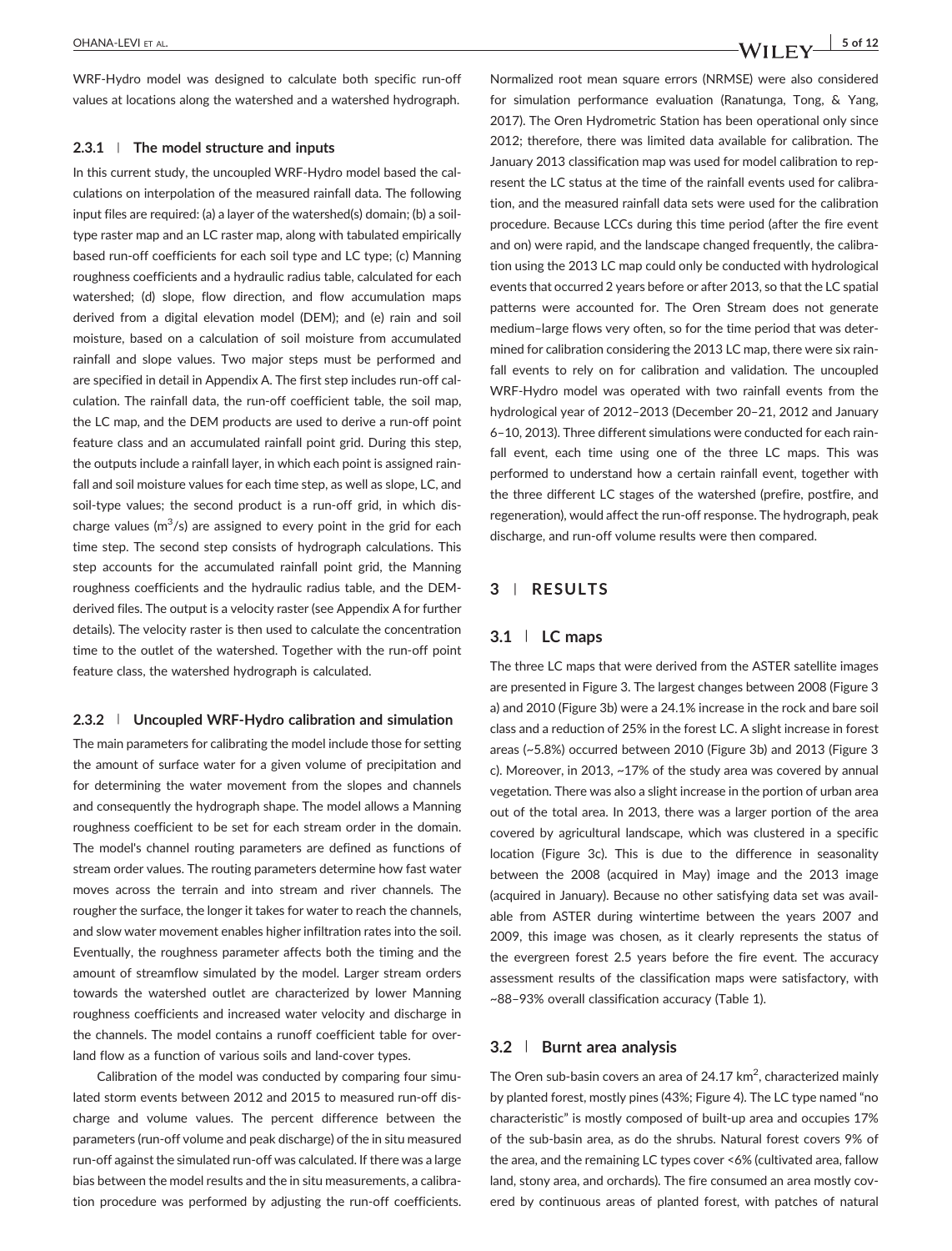WRF-Hydro model was designed to calculate both specific run-off values at locations along the watershed and a watershed hydrograph.

### 2.3.1 | The model structure and inputs

In this current study, the uncoupled WRF-Hydro model based the calculations on interpolation of the measured rainfall data. The following input files are required: (a) a layer of the watershed(s) domain; (b) a soil-type raster map and an LC raster map, along with tabulated empirically based run-off coefficients for each soil type and LC type; (c) Manning roughness coefficients and a hydraulic radius table, calculated for each watershed; (d) slope, flow direction, and flow accumulation maps derived from a digital elevation model (DEM); and (e) rain and soil moisture, based on a calculation of soil moisture from accumulated rainfall and slope values. Two major steps must be performed and are specified in detail in Appendix A. The first step includes run-off calculation. The rainfall data, the run-off coefficient table, the soil map, the LC map, and the DEM products are used to derive a run-off point feature class and an accumulated rainfall point grid. During this step, the outputs include a rainfall layer, in which each point is assigned rainfall and soil moisture values for each time step, as well as slope, LC, and soil-type values; the second product is a run-off grid, in which discharge values ($m^3/s$) are assigned to every point in the grid for each time step. The second step consists of hydrograph calculations. This step accounts for the accumulated rainfall point grid, the Manning roughness coefficients and the hydraulic radius table, and the DEM-derived files. The output is a velocity raster (see Appendix A for further details). The velocity raster is then used to calculate the concentration time to the outlet of the watershed. Together with the run-off point feature class, the watershed hydrograph is calculated.

### 2.3.2 | Uncoupled WRF-Hydro calibration and simulation

The main parameters for calibrating the model include those for setting the amount of surface water for a given volume of precipitation and for determining the water movement from the slopes and channels and consequently the hydrograph shape. The model allows a Manning roughness coefficient to be set for each stream order in the domain. The model's channel routing parameters are defined as functions of stream order values. The routing parameters determine how fast water moves across the terrain and into stream and river channels. The rougher the surface, the longer it takes for water to reach the channels, and slow water movement enables higher infiltration rates into the soil. Eventually, the roughness parameter affects both the timing and the amount of streamflow simulated by the model. Larger stream orders towards the watershed outlet are characterized by lower Manning roughness coefficients and increased water velocity and discharge in the channels. The model contains a runoff coefficient table for overland flow as a function of various soils and land-cover types.

Calibration of the model was conducted by comparing four simulated storm events between 2012 and 2015 to measured run-off discharge and volume values. The percent difference between the parameters (run-off volume and peak discharge) of the in situ measured run-off against the simulated run-off was calculated. If there was a large bias between the model results and the in situ measurements, a calibration procedure was performed by adjusting the run-off coefficients. Normalized root mean square errors (NRMSE) were also considered for simulation performance evaluation (Ranatunga, Tong, & Yang, 2017). The Oren Hydrometric Station has been operational only since 2012; therefore, there was limited data available for calibration. The January 2013 classification map was used for model calibration to represent the LC status at the time of the rainfall events used for calibration, and the measured rainfall data sets were used for the calibration procedure. Because LCCs during this time period (after the fire event and on) were rapid, and the landscape changed frequently, the calibration using the 2013 LC map could only be conducted with hydrological events that occurred 2 years before or after 2013, so that the LC spatial patterns were accounted for. The Oren Stream does not generate medium–large flows very often, so for the time period that was determined for calibration considering the 2013 LC map, there were six rainfall events to rely on for calibration and validation. The uncoupled WRF-Hydro model was operated with two rainfall events from the hydrological year of 2012–2013 (December 20–21, 2012 and January 6–10, 2013). Three different simulations were conducted for each rainfall event, each time using one of the three LC maps. This was performed to understand how a certain rainfall event, together with the three different LC stages of the watershed (prefire, postfire, and regeneration), would affect the run-off response. The hydrograph, peak discharge, and run-off volume results were then compared.

## 3 | RESULTS

### 3.1 | LC maps

The three LC maps that were derived from the ASTER satellite images are presented in Figure 3. The largest changes between 2008 (Figure 3a) and 2010 (Figure 3b) were a 24.1% increase in the rock and bare soil class and a reduction of 25% in the forest LC. A slight increase in forest areas (~5.8%) occurred between 2010 (Figure 3b) and 2013 (Figure 3c). Moreover, in 2013, ~17% of the study area was covered by annual vegetation. There was also a slight increase in the portion of urban area out of the total area. In 2013, there was a larger portion of the area covered by agricultural landscape, which was clustered in a specific location (Figure 3c). This is due to the difference in seasonality between the 2008 (acquired in May) image and the 2013 image (acquired in January). Because no other satisfying data set was available from ASTER during wintertime between the years 2007 and 2009, this image was chosen, as it clearly represents the status of the evergreen forest 2.5 years before the fire event. The accuracy assessment results of the classification maps were satisfactory, with ~88–93% overall classification accuracy (Table 1).

### 3.2 | Burnt area analysis

The Oren sub-basin covers an area of 24.17 $km^2$, characterized mainly by planted forest, mostly pines (43%; Figure 4). The LC type named "no characteristic" is mostly composed of built-up area and occupies 17% of the sub-basin area, as do the shrubs. Natural forest covers 9% of the area, and the remaining LC types cover <6% (cultivated area, fallow land, stony area, and orchards). The fire consumed an area mostly covered by continuous areas of planted forest, with patches of natural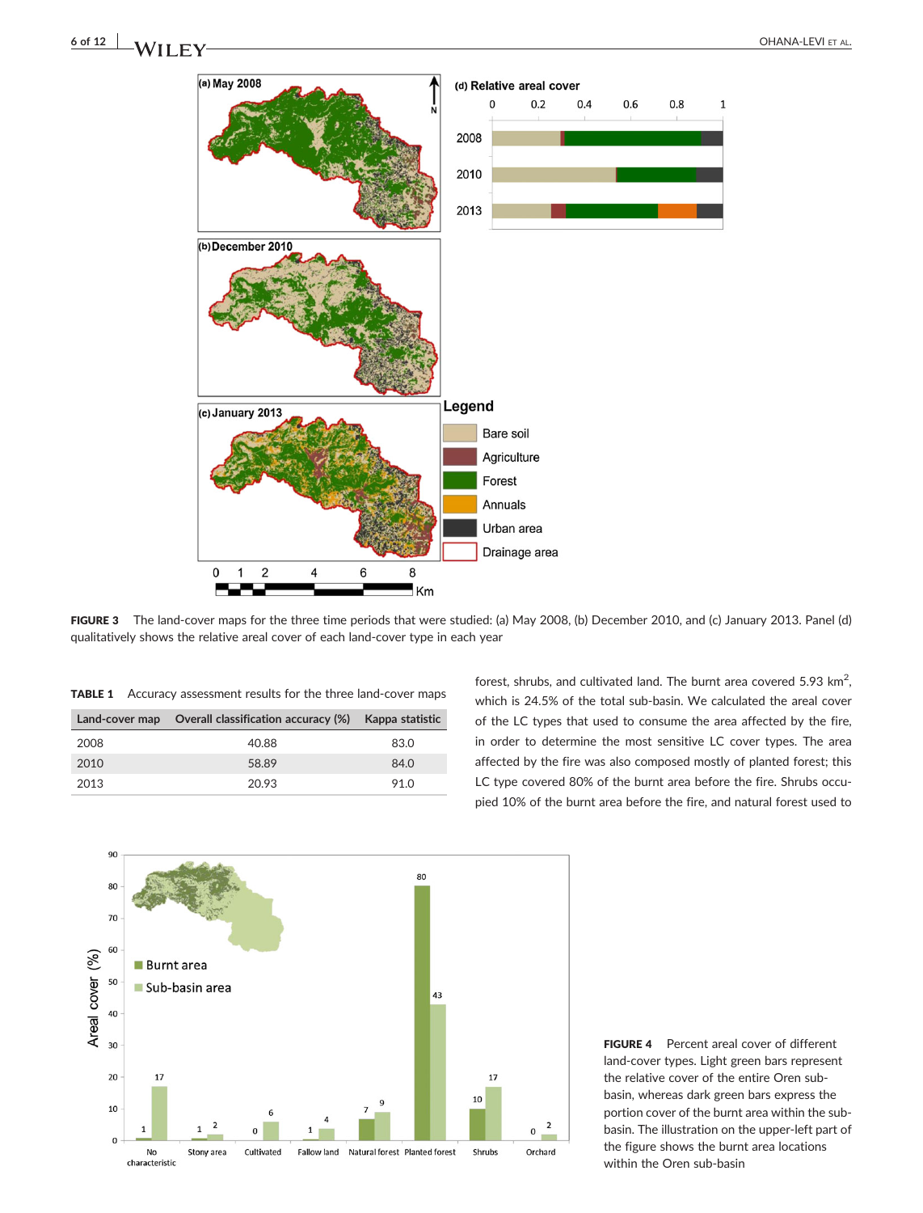FIGURE 3 The land-cover maps for the three time periods that were studied: (a) May 2008, (b) December 2010, and (c) January 2013. Panel (d) qualitatively shows the relative areal cover of each land-cover type in each year

**TABLE 1** Accuracy assessment results for the three land-cover maps

| Land-cover map | Overall classification accuracy (%) | Kappa statistic |
|---|---|---|
| 2008 | 40.88 | 83.0 |
| 2010 | 58.89 | 84.0 |
| 2013 | 20.93 | 91.0 |

forest, shrubs, and cultivated land. The burnt area covered 5.93 km$^2$, which is 24.5% of the total sub-basin. We calculated the areal cover of the LC types that used to consume the area affected by the fire, in order to determine the most sensitive LC cover types. The area affected by the fire was also composed mostly of planted forest; this LC type covered 80% of the burnt area before the fire. Shrubs occupied 10% of the burnt area before the fire, and natural forest used to

FIGURE 4 Percent areal cover of different land-cover types. Light green bars represent the relative cover of the entire Oren sub-basin, whereas dark green bars express the portion cover of the burnt area within the sub-basin. The illustration on the upper-left part of the figure shows the burnt area locations within the Oren sub-basin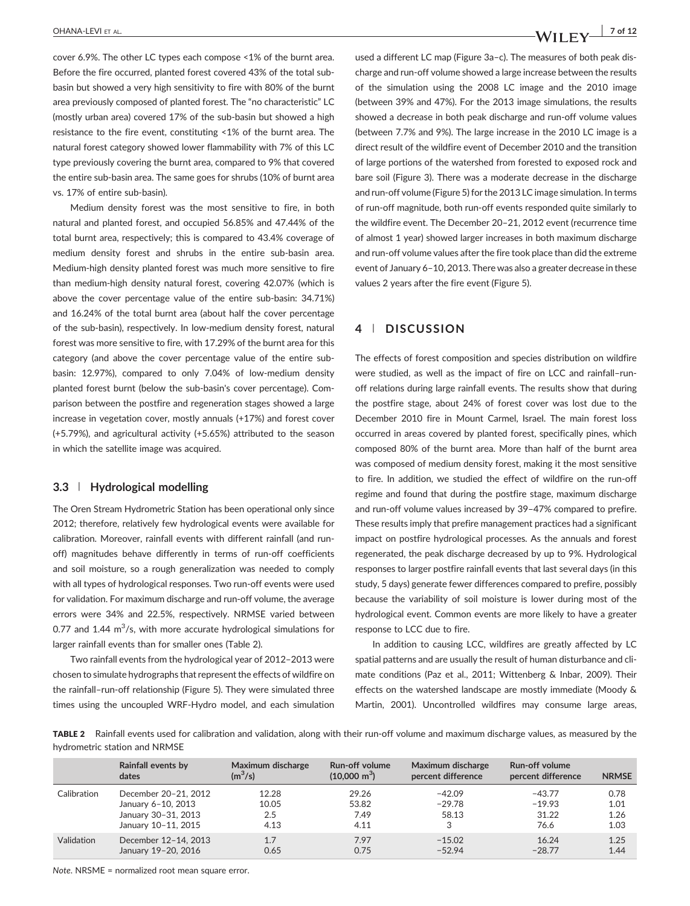cover 6.9%. The other LC types each compose <1% of the burnt area. Before the fire occurred, planted forest covered 43% of the total sub-basin but showed a very high sensitivity to fire with 80% of the burnt area previously composed of planted forest. The "no characteristic" LC (mostly urban area) covered 17% of the sub-basin but showed a high resistance to the fire event, constituting <1% of the burnt area. The natural forest category showed lower flammability with 7% of this LC type previously covering the burnt area, compared to 9% that covered the entire sub-basin area. The same goes for shrubs (10% of burnt area vs. 17% of entire sub-basin).

Medium density forest was the most sensitive to fire, in both natural and planted forest, and occupied 56.85% and 47.44% of the total burnt area, respectively; this is compared to 43.4% coverage of medium density forest and shrubs in the entire sub-basin area. Medium-high density planted forest was much more sensitive to fire than medium-high density natural forest, covering 42.07% (which is above the cover percentage value of the entire sub-basin: 34.71%) and 16.24% of the total burnt area (about half the cover percentage of the sub-basin), respectively. In low-medium density forest, natural forest was more sensitive to fire, with 17.29% of the burnt area for this category (and above the cover percentage value of the entire sub-basin: 12.97%), compared to only 7.04% of low-medium density planted forest burnt (below the sub-basin's cover percentage). Comparison between the postfire and regeneration stages showed a large increase in vegetation cover, mostly annuals (+17%) and forest cover (+5.79%), and agricultural activity (+5.65%) attributed to the season in which the satellite image was acquired.

### 3.3 | Hydrological modelling

The Oren Stream Hydrometric Station has been operational only since 2012; therefore, relatively few hydrological events were available for calibration. Moreover, rainfall events with different rainfall (and run-off) magnitudes behave differently in terms of run-off coefficients and soil moisture, so a rough generalization was needed to comply with all types of hydrological responses. Two run-off events were used for validation. For maximum discharge and run-off volume, the average errors were 34% and 22.5%, respectively. NRMSE varied between 0.77 and 1.44 $m^3/s$, with more accurate hydrological simulations for larger rainfall events than for smaller ones (Table 2).

Two rainfall events from the hydrological year of 2012–2013 were chosen to simulate hydrographs that represent the effects of wildfire on the rainfall–run-off relationship (Figure 5). They were simulated three times using the uncoupled WRF-Hydro model, and each simulation used a different LC map (Figure 3a–c). The measures of both peak discharge and run-off volume showed a large increase between the results of the simulation using the 2008 LC image and the 2010 image (between 39% and 47%). For the 2013 image simulations, the results showed a decrease in both peak discharge and run-off volume values (between 7.7% and 9%). The large increase in the 2010 LC image is a direct result of the wildfire event of December 2010 and the transition of large portions of the watershed from forested to exposed rock and bare soil (Figure 3). There was a moderate decrease in the discharge and run-off volume (Figure 5) for the 2013 LC image simulation. In terms of run-off magnitude, both run-off events responded quite similarly to the wildfire event. The December 20–21, 2012 event (recurrence time of almost 1 year) showed larger increases in both maximum discharge and run-off volume values after the fire took place than did the extreme event of January 6–10, 2013. There was also a greater decrease in these values 2 years after the fire event (Figure 5).

## 4 | DISCUSSION

The effects of forest composition and species distribution on wildfire were studied, as well as the impact of fire on LCC and rainfall–run-off relations during large rainfall events. The results show that during the postfire stage, about 24% of forest cover was lost due to the December 2010 fire in Mount Carmel, Israel. The main forest loss occurred in areas covered by planted forest, specifically pines, which composed 80% of the burnt area. More than half of the burnt area was composed of medium density forest, making it the most sensitive to fire. In addition, we studied the effect of wildfire on the run-off regime and found that during the postfire stage, maximum discharge and run-off volume values increased by 39–47% compared to prefire. These results imply that prefire management practices had a significant impact on postfire hydrological processes. As the annuals and forest regenerated, the peak discharge decreased by up to 9%. Hydrological responses to larger postfire rainfall events that last several days (in this study, 5 days) generate fewer differences compared to prefire, possibly because the variability of soil moisture is lower during most of the hydrological event. Common events are more likely to have a greater response to LCC due to fire.

In addition to causing LCC, wildfires are greatly affected by LC spatial patterns and are usually the result of human disturbance and climate conditions (Paz et al., 2011; Wittenberg & Inbar, 2009). Their effects on the watershed landscape are mostly immediate (Moody & Martin, 2001). Uncontrolled wildfires may consume large areas,

**TABLE 2** Rainfall events used for calibration and validation, along with their run-off volume and maximum discharge values, as measured by the hydrometric station and NRMSE

| | Rainfall events by dates | Maximum discharge ($m^3/s$) | Run-off volume (10,000 $m^3$) | Maximum discharge percent difference | Run-off volume percent difference | NRMSE |
|---|---|---|---|---|---|---|
| Calibration | December 20–21, 2012 | 12.28 | 29.26 | −42.09 | −43.77 | 0.78 |
| | January 6–10, 2013 | 10.05 | 53.82 | −29.78 | −19.93 | 1.01 |
| | January 30–31, 2013 | 2.5 | 7.49 | 58.13 | 31.22 | 1.26 |
| | January 10–11, 2015 | 4.13 | 4.11 | 3 | 76.6 | 1.03 |
| Validation | December 12–14, 2013 | 1.7 | 7.97 | −15.02 | 16.24 | 1.25 |
| | January 19–20, 2016 | 0.65 | 0.75 | −52.94 | −28.77 | 1.44 |

*Note.* NRSME = normalized root mean square error.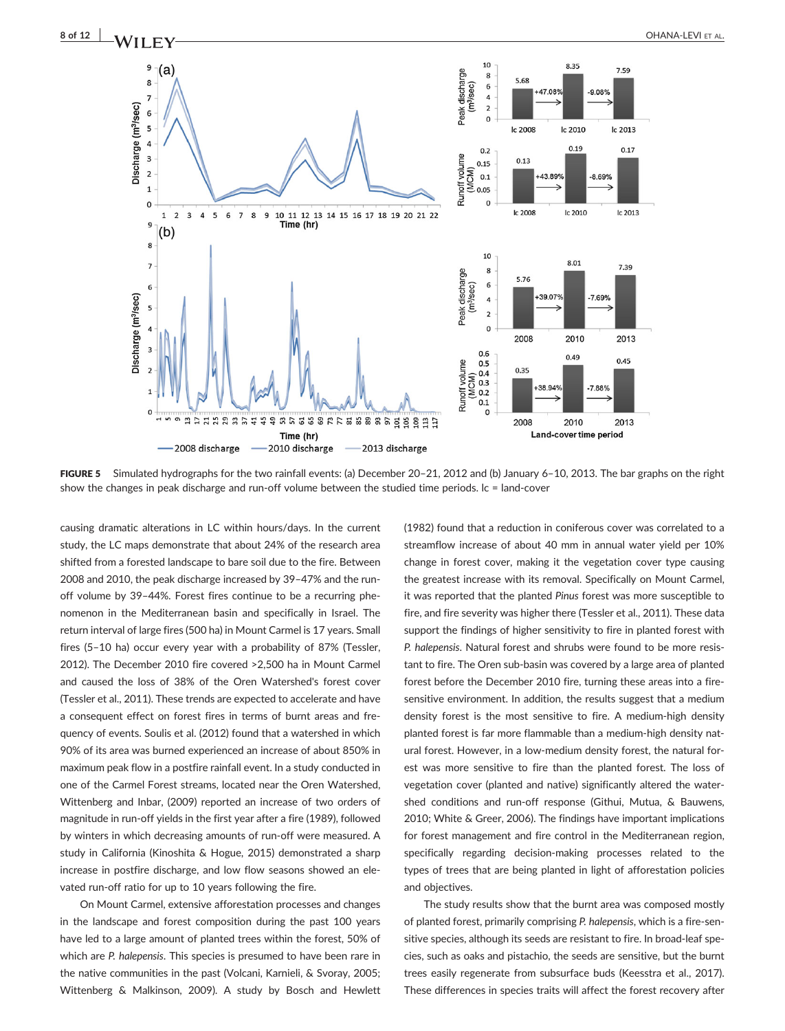**FIGURE 5** Simulated hydrographs for the two rainfall events: (a) December 20–21, 2012 and (b) January 6–10, 2013. The bar graphs on the right show the changes in peak discharge and run-off volume between the studied time periods. lc = land-cover

causing dramatic alterations in LC within hours/days. In the current study, the LC maps demonstrate that about 24% of the research area shifted from a forested landscape to bare soil due to the fire. Between 2008 and 2010, the peak discharge increased by 39–47% and the run-off volume by 39–44%. Forest fires continue to be a recurring phenomenon in the Mediterranean basin and specifically in Israel. The return interval of large fires (500 ha) in Mount Carmel is 17 years. Small fires (5–10 ha) occur every year with a probability of 87% (Tessler, 2012). The December 2010 fire covered >2,500 ha in Mount Carmel and caused the loss of 38% of the Oren Watershed's forest cover (Tessler et al., 2011). These trends are expected to accelerate and have a consequent effect on forest fires in terms of burnt areas and frequency of events. Soulis et al. (2012) found that a watershed in which 90% of its area was burned experienced an increase of about 850% in maximum peak flow in a postfire rainfall event. In a study conducted in one of the Carmel Forest streams, located near the Oren Watershed, Wittenberg and Inbar, (2009) reported an increase of two orders of magnitude in run-off yields in the first year after a fire (1989), followed by winters in which decreasing amounts of run-off were measured. A study in California (Kinoshita & Hogue, 2015) demonstrated a sharp increase in postfire discharge, and low flow seasons showed an elevated run-off ratio for up to 10 years following the fire.

On Mount Carmel, extensive afforestation processes and changes in the landscape and forest composition during the past 100 years have led to a large amount of planted trees within the forest, 50% of which are *P. halepensis*. This species is presumed to have been rare in the native communities in the past (Volcani, Karnieli, & Svoray, 2005; Wittenberg & Malkinson, 2009). A study by Bosch and Hewlett (1982) found that a reduction in coniferous cover was correlated to a streamflow increase of about 40 mm in annual water yield per 10% change in forest cover, making it the vegetation cover type causing the greatest increase with its removal. Specifically on Mount Carmel, it was reported that the planted *Pinus* forest was more susceptible to fire, and fire severity was higher there (Tessler et al., 2011). These data support the findings of higher sensitivity to fire in planted forest with *P. halepensis*. Natural forest and shrubs were found to be more resistant to fire. The Oren sub-basin was covered by a large area of planted forest before the December 2010 fire, turning these areas into a fire-sensitive environment. In addition, the results suggest that a medium density forest is the most sensitive to fire. A medium-high density planted forest is far more flammable than a medium-high density natural forest. However, in a low-medium density forest, the natural forest was more sensitive to fire than the planted forest. The loss of vegetation cover (planted and native) significantly altered the watershed conditions and run-off response (Githui, Mutua, & Bauwens, 2010; White & Greer, 2006). The findings have important implications for forest management and fire control in the Mediterranean region, specifically regarding decision-making processes related to the types of trees that are being planted in light of afforestation policies and objectives.

The study results show that the burnt area was composed mostly of planted forest, primarily comprising *P. halepensis*, which is a fire-sensitive species, although its seeds are resistant to fire. In broad-leaf species, such as oaks and pistachio, the seeds are sensitive, but the burnt trees easily regenerate from subsurface buds (Keesstra et al., 2017). These differences in species traits will affect the forest recovery after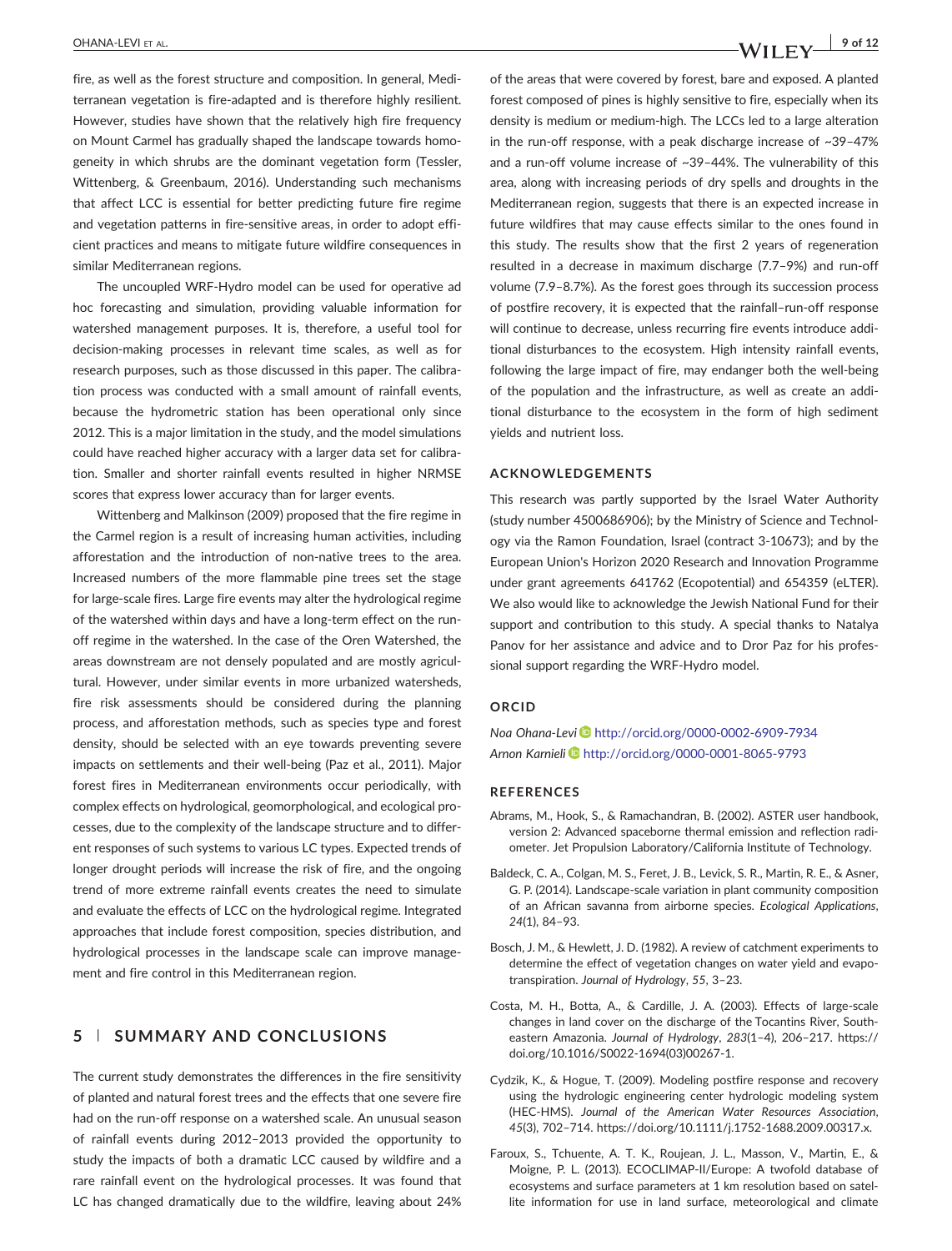fire, as well as the forest structure and composition. In general, Mediterranean vegetation is fire-adapted and is therefore highly resilient. However, studies have shown that the relatively high fire frequency on Mount Carmel has gradually shaped the landscape towards homogeneity in which shrubs are the dominant vegetation form (Tessler, Wittenberg, & Greenbaum, 2016). Understanding such mechanisms that affect LCC is essential for better predicting future fire regime and vegetation patterns in fire-sensitive areas, in order to adopt efficient practices and means to mitigate future wildfire consequences in similar Mediterranean regions.

The uncoupled WRF-Hydro model can be used for operative ad hoc forecasting and simulation, providing valuable information for watershed management purposes. It is, therefore, a useful tool for decision-making processes in relevant time scales, as well as for research purposes, such as those discussed in this paper. The calibration process was conducted with a small amount of rainfall events, because the hydrometric station has been operational only since 2012. This is a major limitation in the study, and the model simulations could have reached higher accuracy with a larger data set for calibration. Smaller and shorter rainfall events resulted in higher NRMSE scores that express lower accuracy than for larger events.

Wittenberg and Malkinson (2009) proposed that the fire regime in the Carmel region is a result of increasing human activities, including afforestation and the introduction of non-native trees to the area. Increased numbers of the more flammable pine trees set the stage for large-scale fires. Large fire events may alter the hydrological regime of the watershed within days and have a long-term effect on the run-off regime in the watershed. In the case of the Oren Watershed, the areas downstream are not densely populated and are mostly agricultural. However, under similar events in more urbanized watersheds, fire risk assessments should be considered during the planning process, and afforestation methods, such as species type and forest density, should be selected with an eye towards preventing severe impacts on settlements and their well-being (Paz et al., 2011). Major forest fires in Mediterranean environments occur periodically, with complex effects on hydrological, geomorphological, and ecological processes, due to the complexity of the landscape structure and to different responses of such systems to various LC types. Expected trends of longer drought periods will increase the risk of fire, and the ongoing trend of more extreme rainfall events creates the need to simulate and evaluate the effects of LCC on the hydrological regime. Integrated approaches that include forest composition, species distribution, and hydrological processes in the landscape scale can improve management and fire control in this Mediterranean region.

## 5 | SUMMARY AND CONCLUSIONS

The current study demonstrates the differences in the fire sensitivity of planted and natural forest trees and the effects that one severe fire had on the run-off response on a watershed scale. An unusual season of rainfall events during 2012–2013 provided the opportunity to study the impacts of both a dramatic LCC caused by wildfire and a rare rainfall event on the hydrological processes. It was found that LC has changed dramatically due to the wildfire, leaving about 24% of the areas that were covered by forest, bare and exposed. A planted forest composed of pines is highly sensitive to fire, especially when its density is medium or medium-high. The LCCs led to a large alteration in the run-off response, with a peak discharge increase of ~39–47% and a run-off volume increase of ~39–44%. The vulnerability of this area, along with increasing periods of dry spells and droughts in the Mediterranean region, suggests that there is an expected increase in future wildfires that may cause effects similar to the ones found in this study. The results show that the first 2 years of regeneration resulted in a decrease in maximum discharge (7.7–9%) and run-off volume (7.9–8.7%). As the forest goes through its succession process of postfire recovery, it is expected that the rainfall–run-off response will continue to decrease, unless recurring fire events introduce additional disturbances to the ecosystem. High intensity rainfall events, following the large impact of fire, may endanger both the well-being of the population and the infrastructure, as well as create an additional disturbance to the ecosystem in the form of high sediment yields and nutrient loss.

### ACKNOWLEDGEMENTS

This research was partly supported by the Israel Water Authority (study number 4500686906); by the Ministry of Science and Technology via the Ramon Foundation, Israel (contract 3-10673); and by the European Union's Horizon 2020 Research and Innovation Programme under grant agreements 641762 (Ecopotential) and 654359 (eLTER). We also would like to acknowledge the Jewish National Fund for their support and contribution to this study. A special thanks to Natalya Panov for her assistance and advice and to Dror Paz for his professional support regarding the WRF-Hydro model.

### ORCID

*Noa Ohana-Levi* http://orcid.org/0000-0002-6909-7934
*Arnon Karnieli* http://orcid.org/0000-0001-8065-9793

### REFERENCES

Abrams, M., Hook, S., & Ramachandran, B. (2002). ASTER user handbook, version 2: Advanced spaceborne thermal emission and reflection radiometer. Jet Propulsion Laboratory/California Institute of Technology.

Baldeck, C. A., Colgan, M. S., Feret, J. B., Levick, S. R., Martin, R. E., & Asner, G. P. (2014). Landscape-scale variation in plant community composition of an African savanna from airborne species. *Ecological Applications*, *24*(1), 84–93.

Bosch, J. M., & Hewlett, J. D. (1982). A review of catchment experiments to determine the effect of vegetation changes on water yield and evapotranspiration. *Journal of Hydrology*, *55*, 3–23.

Costa, M. H., Botta, A., & Cardille, J. A. (2003). Effects of large-scale changes in land cover on the discharge of the Tocantins River, Southeastern Amazonia. *Journal of Hydrology*, *283*(1–4), 206–217. https://doi.org/10.1016/S0022-1694(03)00267-1.

Cydzik, K., & Hogue, T. (2009). Modeling postfire response and recovery using the hydrologic engineering center hydrologic modeling system (HEC-HMS). *Journal of the American Water Resources Association*, *45*(3), 702–714. https://doi.org/10.1111/j.1752-1688.2009.00317.x.

Faroux, S., Tchuente, A. T. K., Roujean, J. L., Masson, V., Martin, E., & Moigne, P. L. (2013). ECOCLIMAP-II/Europe: A twofold database of ecosystems and surface parameters at 1 km resolution based on satellite information for use in land surface, meteorological and climate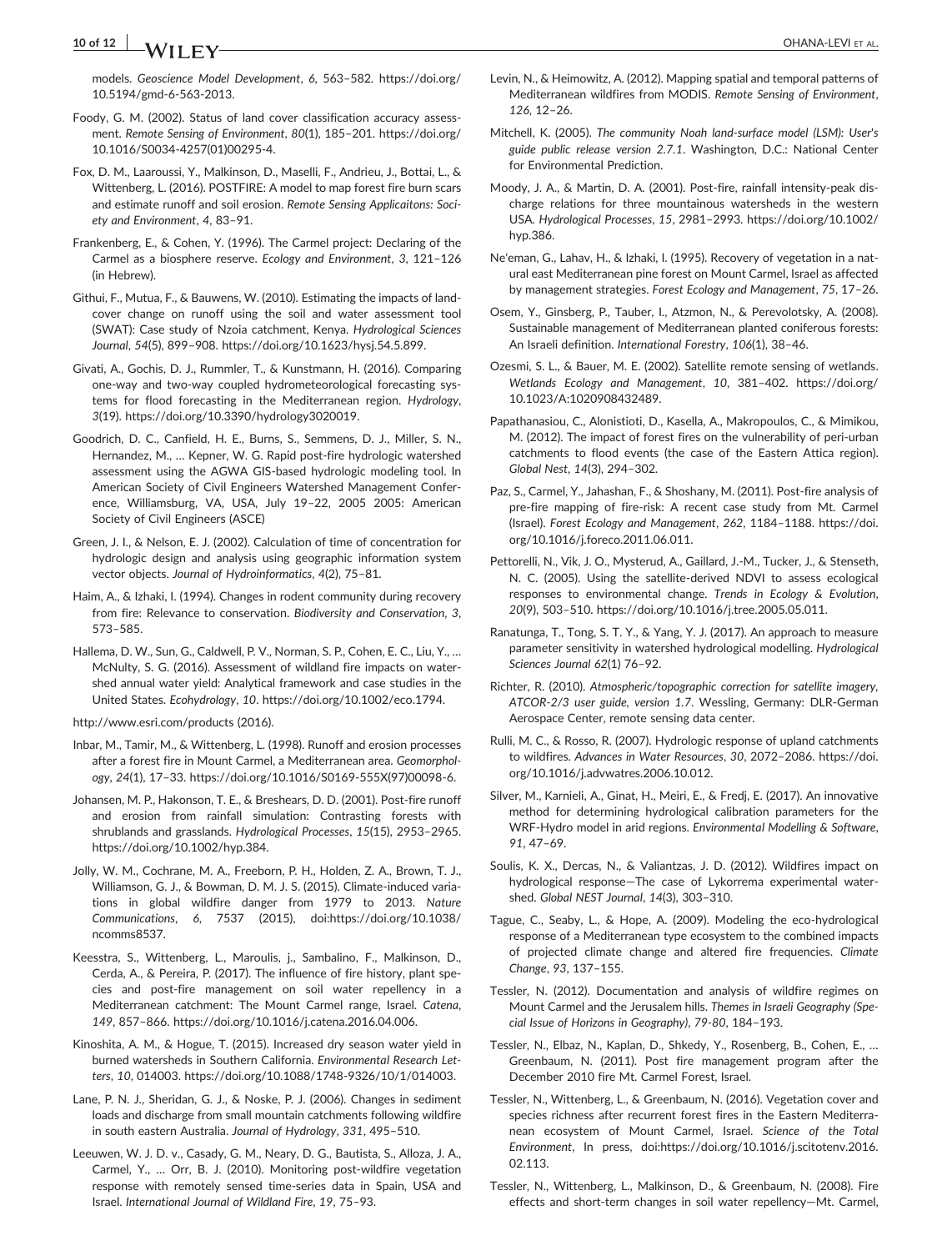models. *Geoscience Model Development*, *6*, 563–582. https://doi.org/10.5194/gmd-6-563-2013.

Foody, G. M. (2002). Status of land cover classification accuracy assessment. *Remote Sensing of Environment*, *80*(1), 185–201. https://doi.org/10.1016/S0034-4257(01)00295-4.

Fox, D. M., Laaroussi, Y., Malkinson, D., Maselli, F., Andrieu, J., Bottai, L., & Wittenberg, L. (2016). POSTFIRE: A model to map forest fire burn scars and estimate runoff and soil erosion. *Remote Sensing Applicaitons: Society and Environment*, *4*, 83–91.

Frankenberg, E., & Cohen, Y. (1996). The Carmel project: Declaring of the Carmel as a biosphere reserve. *Ecology and Environment*, *3*, 121–126 (in Hebrew).

Githui, F., Mutua, F., & Bauwens, W. (2010). Estimating the impacts of land-cover change on runoff using the soil and water assessment tool (SWAT): Case study of Nzoia catchment, Kenya. *Hydrological Sciences Journal*, *54*(5), 899–908. https://doi.org/10.1623/hysj.54.5.899.

Givati, A., Gochis, D. J., Rummler, T., & Kunstmann, H. (2016). Comparing one-way and two-way coupled hydrometeorological forecasting systems for flood forecasting in the Mediterranean region. *Hydrology*, *3*(19). https://doi.org/10.3390/hydrology3020019.

Goodrich, D. C., Canfield, H. E., Burns, S., Semmens, D. J., Miller, S. N., Hernandez, M., … Kepner, W. G. Rapid post-fire hydrologic watershed assessment using the AGWA GIS-based hydrologic modeling tool. In American Society of Civil Engineers Watershed Management Conference, Williamsburg, VA, USA, July 19–22, 2005 2005: American Society of Civil Engineers (ASCE)

Green, J. I., & Nelson, E. J. (2002). Calculation of time of concentration for hydrologic design and analysis using geographic information system vector objects. *Journal of Hydroinformatics*, *4*(2), 75–81.

Haim, A., & Izhaki, I. (1994). Changes in rodent community during recovery from fire: Relevance to conservation. *Biodiversity and Conservation*, *3*, 573–585.

Hallema, D. W., Sun, G., Caldwell, P. V., Norman, S. P., Cohen, E. C., Liu, Y., … McNulty, S. G. (2016). Assessment of wildland fire impacts on watershed annual water yield: Analytical framework and case studies in the United States. *Ecohydrology*, *10*. https://doi.org/10.1002/eco.1794.

http://www.esri.com/products (2016).

Inbar, M., Tamir, M., & Wittenberg, L. (1998). Runoff and erosion processes after a forest fire in Mount Carmel, a Mediterranean area. *Geomorphology*, *24*(1), 17–33. https://doi.org/10.1016/S0169-555X(97)00098-6.

Johansen, M. P., Hakonson, T. E., & Breshears, D. D. (2001). Post-fire runoff and erosion from rainfall simulation: Contrasting forests with shrublands and grasslands. *Hydrological Processes*, *15*(15), 2953–2965. https://doi.org/10.1002/hyp.384.

Jolly, W. M., Cochrane, M. A., Freeborn, P. H., Holden, Z. A., Brown, T. J., Williamson, G. J., & Bowman, D. M. J. S. (2015). Climate-induced variations in global wildfire danger from 1979 to 2013. *Nature Communications*, *6*, 7537 (2015), doi:https://doi.org/10.1038/ncomms8537.

Keesstra, S., Wittenberg, L., Maroulis, j., Sambalino, F., Malkinson, D., Cerda, A., & Pereira, P. (2017). The influence of fire history, plant species and post-fire management on soil water repellency in a Mediterranean catchment: The Mount Carmel range, Israel. *Catena*, *149*, 857–866. https://doi.org/10.1016/j.catena.2016.04.006.

Kinoshita, A. M., & Hogue, T. (2015). Increased dry season water yield in burned watersheds in Southern California. *Environmental Research Letters*, *10*, 014003. https://doi.org/10.1088/1748-9326/10/1/014003.

Lane, P. N. J., Sheridan, G. J., & Noske, P. J. (2006). Changes in sediment loads and discharge from small mountain catchments following wildfire in south eastern Australia. *Journal of Hydrology*, *331*, 495–510.

Leeuwen, W. J. D. v., Casady, G. M., Neary, D. G., Bautista, S., Alloza, J. A., Carmel, Y., … Orr, B. J. (2010). Monitoring post-wildfire vegetation response with remotely sensed time-series data in Spain, USA and Israel. *International Journal of Wildland Fire*, *19*, 75–93.

Levin, N., & Heimowitz, A. (2012). Mapping spatial and temporal patterns of Mediterranean wildfires from MODIS. *Remote Sensing of Environment*, *126*, 12–26.

Mitchell, K. (2005). *The community Noah land-surface model (LSM): User's guide public release version 2.7.1*. Washington, D.C.: National Center for Environmental Prediction.

Moody, J. A., & Martin, D. A. (2001). Post-fire, rainfall intensity-peak discharge relations for three mountainous watersheds in the western USA. *Hydrological Processes*, *15*, 2981–2993. https://doi.org/10.1002/hyp.386.

Ne'eman, G., Lahav, H., & Izhaki, I. (1995). Recovery of vegetation in a natural east Mediterranean pine forest on Mount Carmel, Israel as affected by management strategies. *Forest Ecology and Management*, *75*, 17–26.

Osem, Y., Ginsberg, P., Tauber, I., Atzmon, N., & Perevolotsky, A. (2008). Sustainable management of Mediterranean planted coniferous forests: An Israeli definition. *International Forestry*, *106*(1), 38–46.

Ozesmi, S. L., & Bauer, M. E. (2002). Satellite remote sensing of wetlands. *Wetlands Ecology and Management*, *10*, 381–402. https://doi.org/10.1023/A:1020908432489.

Papathanasiou, C., Alonistioti, D., Kasella, A., Makropoulos, C., & Mimikou, M. (2012). The impact of forest fires on the vulnerability of peri-urban catchments to flood events (the case of the Eastern Attica region). *Global Nest*, *14*(3), 294–302.

Paz, S., Carmel, Y., Jahashan, F., & Shoshany, M. (2011). Post-fire analysis of pre-fire mapping of fire-risk: A recent case study from Mt. Carmel (Israel). *Forest Ecology and Management*, *262*, 1184–1188. https://doi.org/10.1016/j.foreco.2011.06.011.

Pettorelli, N., Vik, J. O., Mysterud, A., Gaillard, J.-M., Tucker, J., & Stenseth, N. C. (2005). Using the satellite-derived NDVI to assess ecological responses to environmental change. *Trends in Ecology & Evolution*, *20*(9), 503–510. https://doi.org/10.1016/j.tree.2005.05.011.

Ranatunga, T., Tong, S. T. Y., & Yang, Y. J. (2017). An approach to measure parameter sensitivity in watershed hydrological modelling. *Hydrological Sciences Journal* *62*(1) 76–92.

Richter, R. (2010). *Atmospheric/topographic correction for satellite imagery, ATCOR-2/3 user guide, version 1.7*. Wessling, Germany: DLR-German Aerospace Center, remote sensing data center.

Rulli, M. C., & Rosso, R. (2007). Hydrologic response of upland catchments to wildfires. *Advances in Water Resources*, *30*, 2072–2086. https://doi.org/10.1016/j.advwatres.2006.10.012.

Silver, M., Karnieli, A., Ginat, H., Meiri, E., & Fredj, E. (2017). An innovative method for determining hydrological calibration parameters for the WRF-Hydro model in arid regions. *Environmental Modelling & Software*, *91*, 47–69.

Soulis, K. X., Dercas, N., & Valiantzas, J. D. (2012). Wildfires impact on hydrological response—The case of Lykorrema experimental watershed. *Global NEST Journal*, *14*(3), 303–310.

Tague, C., Seaby, L., & Hope, A. (2009). Modeling the eco-hydrological response of a Mediterranean type ecosystem to the combined impacts of projected climate change and altered fire frequencies. *Climate Change*, *93*, 137–155.

Tessler, N. (2012). Documentation and analysis of wildfire regimes on Mount Carmel and the Jerusalem hills. *Themes in Israeli Geography (Special Issue of Horizons in Geography)*, *79-80*, 184–193.

Tessler, N., Elbaz, N., Kaplan, D., Shkedy, Y., Rosenberg, B., Cohen, E., … Greenbaum, N. (2011). Post fire management program after the December 2010 fire Mt. Carmel Forest, Israel.

Tessler, N., Wittenberg, L., & Greenbaum, N. (2016). Vegetation cover and species richness after recurrent forest fires in the Eastern Mediterranean ecosystem of Mount Carmel, Israel. *Science of the Total Environment*, In press, doi:https://doi.org/10.1016/j.scitotenv.2016.02.113.

Tessler, N., Wittenberg, L., Malkinson, D., & Greenbaum, N. (2008). Fire effects and short-term changes in soil water repellency—Mt. Carmel,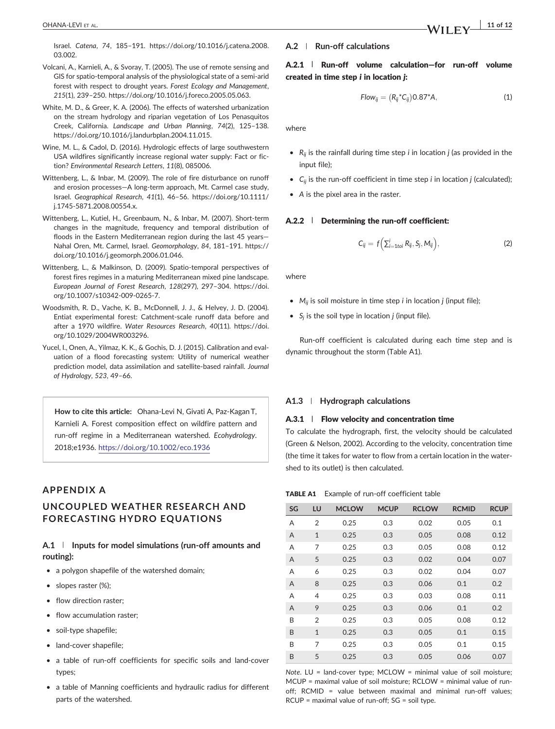Israel. *Catena*, *74*, 185–191. https://doi.org/10.1016/j.catena.2008.03.002.

Volcani, A., Karnieli, A., & Svoray, T. (2005). The use of remote sensing and GIS for spatio-temporal analysis of the physiological state of a semi-arid forest with respect to drought years. *Forest Ecology and Management*, *215*(1), 239–250. https://doi.org/10.1016/j.foreco.2005.05.063.

White, M. D., & Greer, K. A. (2006). The effects of watershed urbanization on the stream hydrology and riparian vegetation of Los Penasquitos Creek, California. *Landscape and Urban Planning*, *74*(2), 125–138. https://doi.org/10.1016/j.landurbplan.2004.11.015.

Wine, M. L., & Cadol, D. (2016). Hydrologic effects of large southwestern USA wildfires significantly increase regional water supply: Fact or fiction? *Environmental Research Letters*, *11*(8), 085006.

Wittenberg, L., & Inbar, M. (2009). The role of fire disturbance on runoff and erosion processes—A long-term approach, Mt. Carmel case study, Israel. *Geographical Research*, *41*(1), 46–56. https://doi.org/10.1111/j.1745-5871.2008.00554.x.

Wittenberg, L., Kutiel, H., Greenbaum, N., & Inbar, M. (2007). Short-term changes in the magnitude, frequency and temporal distribution of floods in the Eastern Mediterranean region during the last 45 years—Nahal Oren, Mt. Carmel, Israel. *Geomorphology*, *84*, 181–191. https://doi.org/10.1016/j.geomorph.2006.01.046.

Wittenberg, L., & Malkinson, D. (2009). Spatio-temporal perspectives of forest fires regimes in a maturing Mediterranean mixed pine landscape. *European Journal of Forest Research*, *128*(297), 297–304. https://doi.org/10.1007/s10342-009-0265-7.

Woodsmith, R. D., Vache, K. B., McDonnell, J. J., & Helvey, J. D. (2004). Entiat experimental forest: Catchment-scale runoff data before and after a 1970 wildfire. *Water Resources Research*, *40*(11). https://doi.org/10.1029/2004WR003296.

Yucel, I., Onen, A., Yilmaz, K. K., & Gochis, D. J. (2015). Calibration and evaluation of a flood forecasting system: Utility of numerical weather prediction model, data assimilation and satellite-based rainfall. *Journal of Hydrology*, *523*, 49–66.

**How to cite this article:** Ohana-Levi N, Givati A, Paz-Kagan T, Karnieli A. Forest composition effect on wildfire pattern and run-off regime in a Mediterranean watershed. *Ecohydrology*. 2018;e1936. https://doi.org/10.1002/eco.1936

# APPENDIX A

# UNCOUPLED WEATHER RESEARCH AND FORECASTING HYDRO EQUATIONS

## A.1 | Inputs for model simulations (run-off amounts and routing):

- a polygon shapefile of the watershed domain;
- slopes raster (%);
- flow direction raster;
- flow accumulation raster;
- soil-type shapefile;
- land-cover shapefile;
- a table of run-off coefficients for specific soils and land-cover types;
- a table of Manning coefficients and hydraulic radius for different parts of the watershed.

## A.2 | Run-off calculations

### A.2.1 | Run-off volume calculation—for run-off volume created in time step *i* in location *j*:

$$Flow_{ij} = (R_{ij} {*} C_{ij})0.87{*}A, \tag{1}$$

where

- $R_{ij}$ is the rainfall during time step *i* in location *j* (as provided in the input file);
- $C_{ij}$ is the run-off coefficient in time step *i* in location *j* (calculated);
- *A* is the pixel area in the raster.

### A.2.2 | Determining the run-off coefficient:

$$C_{ij} = f\left(\sum\nolimits_{i=1 to i}^{i} R_{ij}, S_j, M_{ij}\right), \tag{2}$$

where

- $M_{ij}$ is soil moisture in time step *i* in location *j* (input file);
- $S_j$ is the soil type in location *j* (input file).

Run-off coefficient is calculated during each time step and is dynamic throughout the storm (Table A1).

## A1.3 | Hydrograph calculations

### A.3.1 | Flow velocity and concentration time

To calculate the hydrograph, first, the velocity should be calculated (Green & Nelson, 2002). According to the velocity, concentration time (the time it takes for water to flow from a certain location in the watershed to its outlet) is then calculated.

**TABLE A1** Example of run-off coefficient table

| SG | LU | MCLOW | MCUP | RCLOW | RCMID | RCUP |
|---|---|---|---|---|---|---|
| A | 2 | 0.25 | 0.3 | 0.02 | 0.05 | 0.1 |
| A | 1 | 0.25 | 0.3 | 0.05 | 0.08 | 0.12 |
| A | 7 | 0.25 | 0.3 | 0.05 | 0.08 | 0.12 |
| A | 5 | 0.25 | 0.3 | 0.02 | 0.04 | 0.07 |
| A | 6 | 0.25 | 0.3 | 0.02 | 0.04 | 0.07 |
| A | 8 | 0.25 | 0.3 | 0.06 | 0.1 | 0.2 |
| A | 4 | 0.25 | 0.3 | 0.03 | 0.08 | 0.11 |
| A | 9 | 0.25 | 0.3 | 0.06 | 0.1 | 0.2 |
| B | 2 | 0.25 | 0.3 | 0.05 | 0.08 | 0.12 |
| B | 1 | 0.25 | 0.3 | 0.05 | 0.1 | 0.15 |
| B | 7 | 0.25 | 0.3 | 0.05 | 0.1 | 0.15 |
| B | 5 | 0.25 | 0.3 | 0.05 | 0.06 | 0.07 |

*Note*. LU = land-cover type; MCLOW = minimal value of soil moisture; MCUP = maximal value of soil moisture; RCLOW = minimal value of run-off; RCMID = value between maximal and minimal run-off values; RCUP = maximal value of run-off; SG = soil type.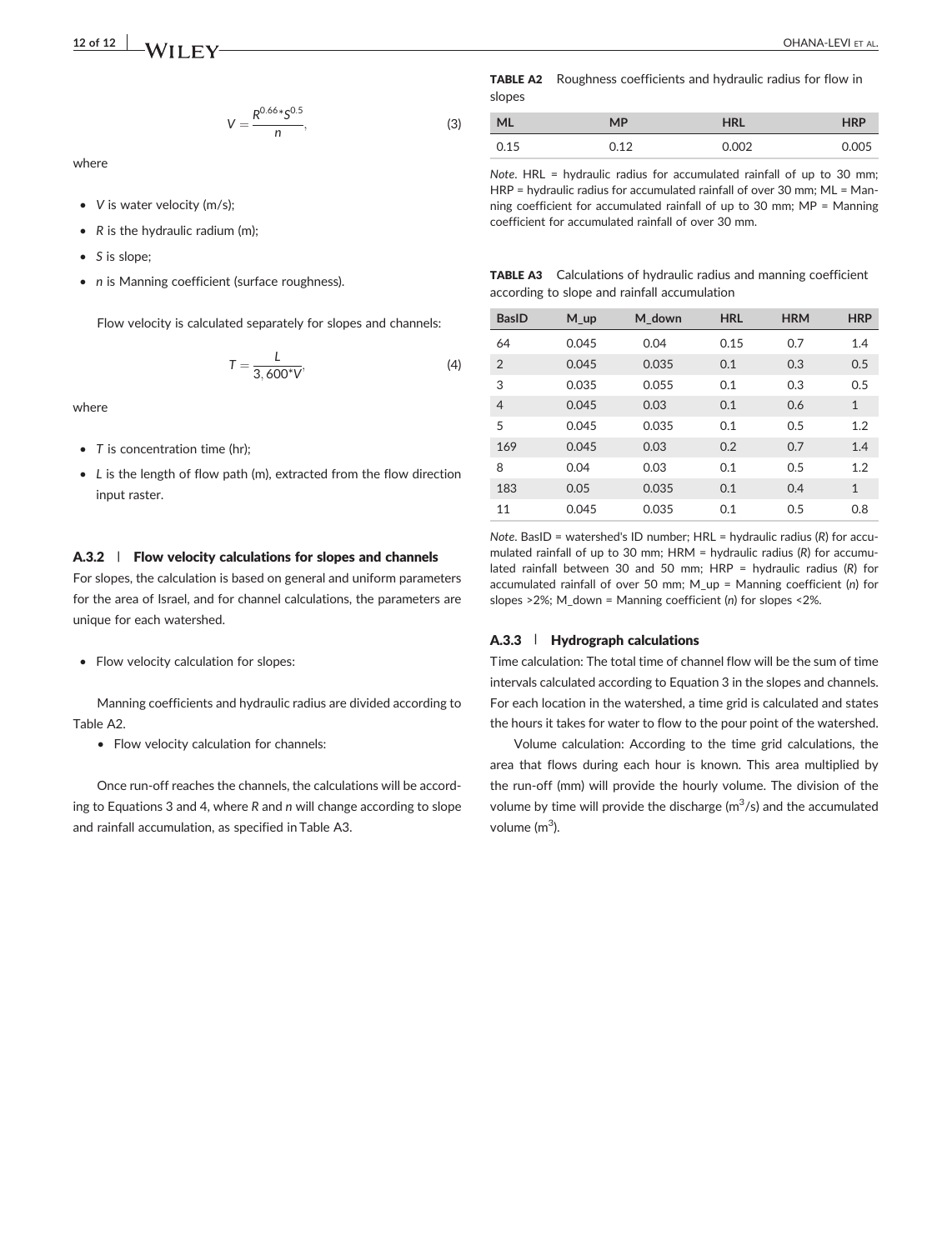$$V = \frac{R^{0.66} * S^{0.5}}{n}, \tag{3}$$

where

- $V$ is water velocity (m/s);
- $R$ is the hydraulic radium (m);
- $S$ is slope;
- $n$ is Manning coefficient (surface roughness).

Flow velocity is calculated separately for slopes and channels:

$$T = \frac{L}{3,600^{*}V}, \tag{4}$$

where

- $T$ is concentration time (hr);
- $L$ is the length of flow path (m), extracted from the flow direction input raster.

### A.3.2 | Flow velocity calculations for slopes and channels

For slopes, the calculation is based on general and uniform parameters for the area of Israel, and for channel calculations, the parameters are unique for each watershed.

- Flow velocity calculation for slopes:

Manning coefficients and hydraulic radius are divided according to Table A2.

- Flow velocity calculation for channels:

Once run-off reaches the channels, the calculations will be according to Equations 3 and 4, where $R$ and $n$ will change according to slope and rainfall accumulation, as specified in Table A3.

**TABLE A2** Roughness coefficients and hydraulic radius for flow in slopes

| ML | MP | HRL | HRP |
|---|---|---|---|
| 0.15 | 0.12 | 0.002 | 0.005 |

*Note*. HRL = hydraulic radius for accumulated rainfall of up to 30 mm; HRP = hydraulic radius for accumulated rainfall of over 30 mm; ML = Manning coefficient for accumulated rainfall of up to 30 mm; MP = Manning coefficient for accumulated rainfall of over 30 mm.

**TABLE A3** Calculations of hydraulic radius and manning coefficient according to slope and rainfall accumulation

| BasID | M_up | M_down | HRL | HRM | HRP |
|---|---|---|---|---|---|
| 64 | 0.045 | 0.04 | 0.15 | 0.7 | 1.4 |
| 2 | 0.045 | 0.035 | 0.1 | 0.3 | 0.5 |
| 3 | 0.035 | 0.055 | 0.1 | 0.3 | 0.5 |
| 4 | 0.045 | 0.03 | 0.1 | 0.6 | 1 |
| 5 | 0.045 | 0.035 | 0.1 | 0.5 | 1.2 |
| 169 | 0.045 | 0.03 | 0.2 | 0.7 | 1.4 |
| 8 | 0.04 | 0.03 | 0.1 | 0.5 | 1.2 |
| 183 | 0.05 | 0.035 | 0.1 | 0.4 | 1 |
| 11 | 0.045 | 0.035 | 0.1 | 0.5 | 0.8 |

*Note*. BasID = watershed's ID number; HRL = hydraulic radius ($R$) for accumulated rainfall of up to 30 mm; HRM = hydraulic radius ($R$) for accumulated rainfall between 30 and 50 mm; HRP = hydraulic radius ($R$) for accumulated rainfall of over 50 mm; M_up = Manning coefficient ($n$) for slopes >2%; M_down = Manning coefficient ($n$) for slopes <2%.

### A.3.3 | Hydrograph calculations

Time calculation: The total time of channel flow will be the sum of time intervals calculated according to Equation 3 in the slopes and channels. For each location in the watershed, a time grid is calculated and states the hours it takes for water to flow to the pour point of the watershed.

Volume calculation: According to the time grid calculations, the area that flows during each hour is known. This area multiplied by the run-off (mm) will provide the hourly volume. The division of the volume by time will provide the discharge ($m^3$/s) and the accumulated volume ($m^3$).